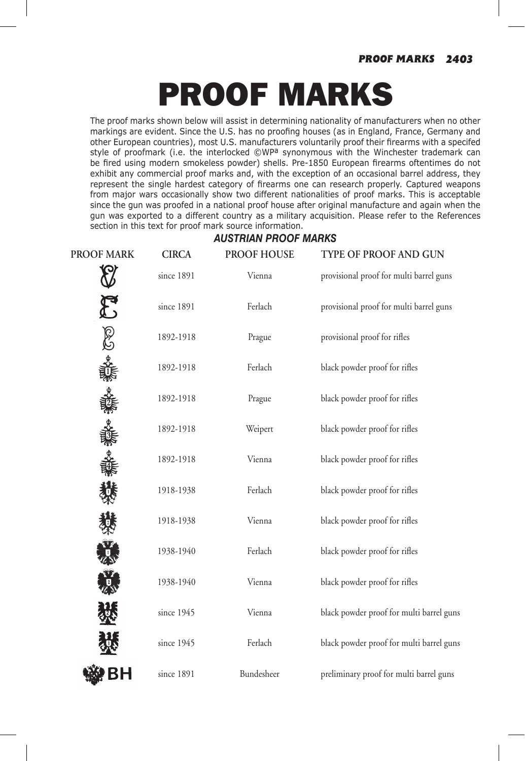# PROOF MARKS

The proof marks shown below will assist in determining nationality of manufacturers when no other markings are evident. Since the U.S. has no proofing houses (as in England, France, Germany and other European countries), most U.S. manufacturers voluntarily proof their firearms with a specifed style of proofmark (i.e. the interlocked ©WPª synonymous with the Winchester trademark can be fired using modern smokeless powder) shells. Pre-1850 European firearms oftentimes do not exhibit any commercial proof marks and, with the exception of an occasional barrel address, they represent the single hardest category of firearms one can research properly. Captured weapons from major wars occasionally show two different nationalities of proof marks. This is acceptable since the gun was proofed in a national proof house after original manufacture and again when the gun was exported to a different country as a military acquisition. Please refer to the References section in this text for proof mark source information.

### AUSTRIAN PROOF MARKS

| PROOF MARK | CIRCA | PROOF HOUSE | TYPE OF PROOF AND GUN |
|---|---|---|---|
| | since 1891 | Vienna | provisional proof for multi barrel guns |
| | since 1891 | Ferlach | provisional proof for multi barrel guns |
| | 1892-1918 | Prague | provisional proof for rifles |
| | 1892-1918 | Ferlach | black powder proof for rifles |
| | 1892-1918 | Prague | black powder proof for rifles |
| | 1892-1918 | Weipert | black powder proof for rifles |
| | 1892-1918 | Vienna | black powder proof for rifles |
| | 1918-1938 | Ferlach | black powder proof for rifles |
| | 1918-1938 | Vienna | black powder proof for rifles |
| | 1938-1940 | Ferlach | black powder proof for rifles |
| | 1938-1940 | Vienna | black powder proof for rifles |
| | since 1945 | Vienna | black powder proof for multi barrel guns |
| | since 1945 | Ferlach | black powder proof for multi barrel guns |
| BH | since 1891 | Bundesheer | preliminary proof for multi barrel guns |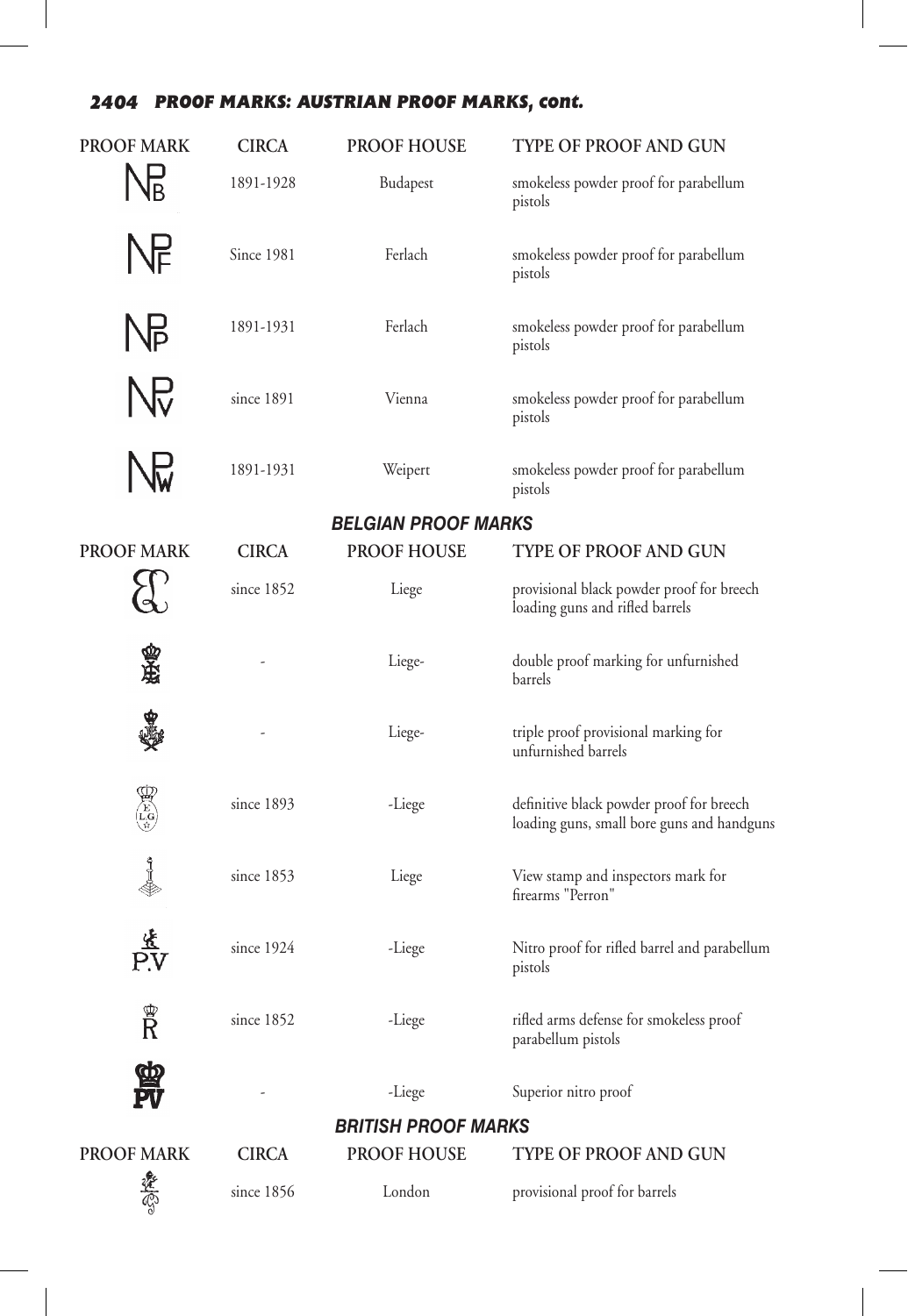## PROOF MARKS: AUSTRIAN PROOF MARKS, cont.

| PROOF MARK | CIRCA | PROOF HOUSE | TYPE OF PROOF AND GUN |
|---|---|---|---|
| NPB | 1891-1928 | Budapest | smokeless powder proof for parabellum pistols |
| NPF | Since 1981 | Ferlach | smokeless powder proof for parabellum pistols |
| NPP | 1891-1931 | Ferlach | smokeless powder proof for parabellum pistols |
| NPV | since 1891 | Vienna | smokeless powder proof for parabellum pistols |
| NPW | 1891-1931 | Weipert | smokeless powder proof for parabellum pistols |

## BELGIAN PROOF MARKS

| PROOF MARK | CIRCA | PROOF HOUSE | TYPE OF PROOF AND GUN |
|---|---|---|---|
| | since 1852 | Liege | provisional black powder proof for breech loading guns and rifled barrels |
| | - | Liege- | double proof marking for unfurnished barrels |
| | - | Liege- | triple proof provisional marking for unfurnished barrels |
| E LG | since 1893 | -Liege | definitive black powder proof for breech loading guns, small bore guns and handguns |
| | since 1853 | Liege | View stamp and inspectors mark for firearms "Perron" |
| P.V | since 1924 | -Liege | Nitro proof for rifled barrel and parabellum pistols |
| R | since 1852 | -Liege | rifled arms defense for smokeless proof parabellum pistols |
| PV | - | -Liege | Superior nitro proof |

## BRITISH PROOF MARKS

| PROOF MARK | CIRCA | PROOF HOUSE | TYPE OF PROOF AND GUN |
|---|---|---|---|
| | since 1856 | London | provisional proof for barrels |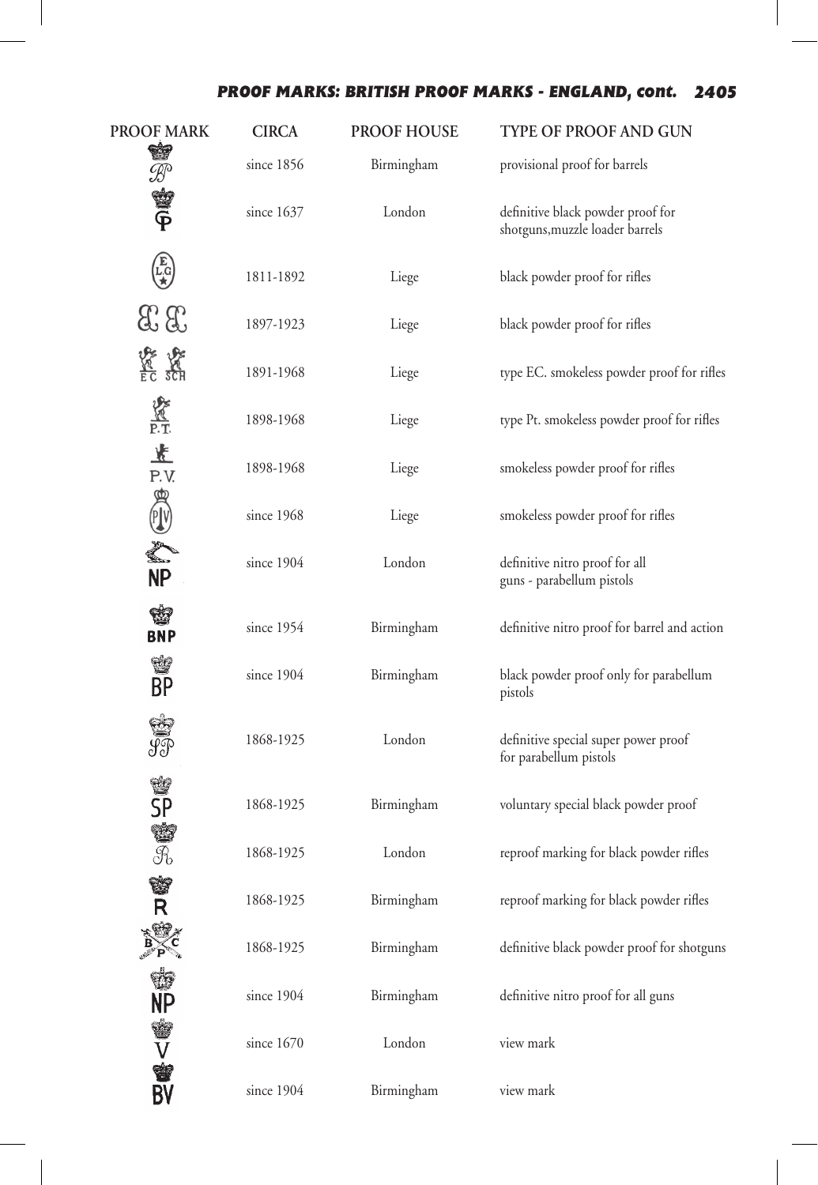| PROOF MARK | CIRCA | PROOF HOUSE | TYPE OF PROOF AND GUN |
|---|---|---|---|
| BP | since 1856 | Birmingham | provisional proof for barrels |
| GP | since 1637 | London | definitive black powder proof for shotguns,muzzle loader barrels |
| E L.G | 1811-1892 | Liege | black powder proof for rifles |
| EL EL | 1897-1923 | Liege | black powder proof for rifles |
| EC SCH | 1891-1968 | Liege | type EC. smokeless powder proof for rifles |
| P.T. | 1898-1968 | Liege | type Pt. smokeless powder proof for rifles |
| P.V. | 1898-1968 | Liege | smokeless powder proof for rifles |
| PV | since 1968 | Liege | smokeless powder proof for rifles |
| NP | since 1904 | London | definitive nitro proof for all guns - parabellum pistols |
| BNP | since 1954 | Birmingham | definitive nitro proof for barrel and action |
| BP | since 1904 | Birmingham | black powder proof only for parabellum pistols |
| SP | 1868-1925 | London | definitive special super power proof for parabellum pistols |
| SP | 1868-1925 | Birmingham | voluntary special black powder proof |
| R | 1868-1925 | London | reproof marking for black powder rifles |
| R | 1868-1925 | Birmingham | reproof marking for black powder rifles |
| B C P | 1868-1925 | Birmingham | definitive black powder proof for shotguns |
| NP | since 1904 | Birmingham | definitive nitro proof for all guns |
| V | since 1670 | London | view mark |
| BV | since 1904 | Birmingham | view mark |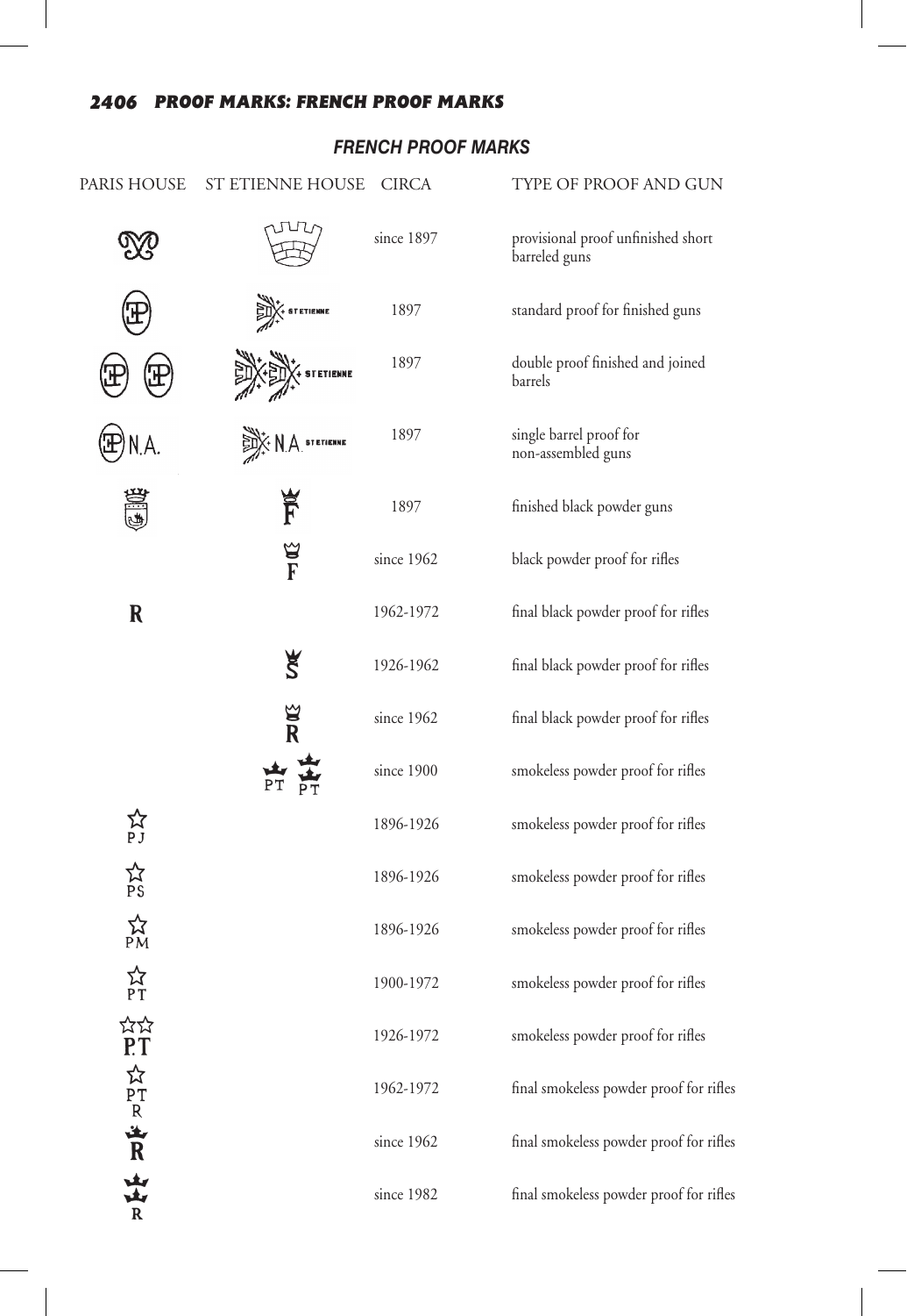## FRENCH PROOF MARKS

| PARIS HOUSE | ST ETIENNE HOUSE | CIRCA | TYPE OF PROOF AND GUN |
| --- | --- | --- | --- |
| | | since 1897 | provisional proof unfinished short barreled guns |
| | ST ETIENNE | 1897 | standard proof for finished guns |
| | ST ETIENNE | 1897 | double proof finished and joined barrels |
| N.A. | N.A. ST ETIENNE | 1897 | single barrel proof for non-assembled guns |
| | F | 1897 | finished black powder guns |
| | F | since 1962 | black powder proof for rifles |
| R | | 1962-1972 | final black powder proof for rifles |
| | S | 1926-1962 | final black powder proof for rifles |
| | R | since 1962 | final black powder proof for rifles |
| | PT PT | since 1900 | smokeless powder proof for rifles |
| PJ | | 1896-1926 | smokeless powder proof for rifles |
| PS | | 1896-1926 | smokeless powder proof for rifles |
| PM | | 1896-1926 | smokeless powder proof for rifles |
| PT | | 1900-1972 | smokeless powder proof for rifles |
| P.T | | 1926-1972 | smokeless powder proof for rifles |
| PT R | | 1962-1972 | final smokeless powder proof for rifles |
| R | | since 1962 | final smokeless powder proof for rifles |
| R | | since 1982 | final smokeless powder proof for rifles |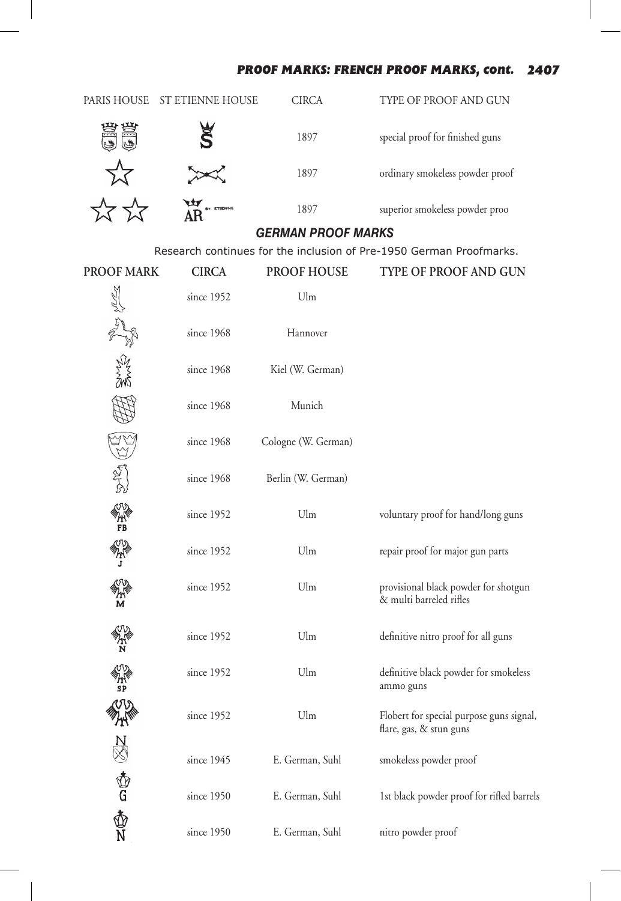| PARIS HOUSE | ST ETIENNE HOUSE | CIRCA | TYPE OF PROOF AND GUN |
|---|---|---|---|
| | | 1897 | special proof for finished guns |
| | | 1897 | ordinary smokeless powder proof |
| | AR ST. ETIENNE | 1897 | superior smokeless powder proo |

## GERMAN PROOF MARKS

Research continues for the inclusion of Pre-1950 German Proofmarks.

| PROOF MARK | CIRCA | PROOF HOUSE | TYPE OF PROOF AND GUN |
|---|---|---|---|
| | since 1952 | Ulm | |
| | since 1968 | Hannover | |
| | since 1968 | Kiel (W. German) | |
| | since 1968 | Munich | |
| | since 1968 | Cologne (W. German) | |
| | since 1968 | Berlin (W. German) | |
| FB | since 1952 | Ulm | voluntary proof for hand/long guns |
| J | since 1952 | Ulm | repair proof for major gun parts |
| M | since 1952 | Ulm | provisional black powder for shotgun & multi barreled rifles |
| N | since 1952 | Ulm | definitive nitro proof for all guns |
| SP | since 1952 | Ulm | definitive black powder for smokeless ammo guns |
| | since 1952 | Ulm | Flobert for special purpose guns signal, flare, gas, & stun guns |
| N | since 1945 | E. German, Suhl | smokeless powder proof |
| G | since 1950 | E. German, Suhl | 1st black powder proof for rifled barrels |
| N | since 1950 | E. German, Suhl | nitro powder proof |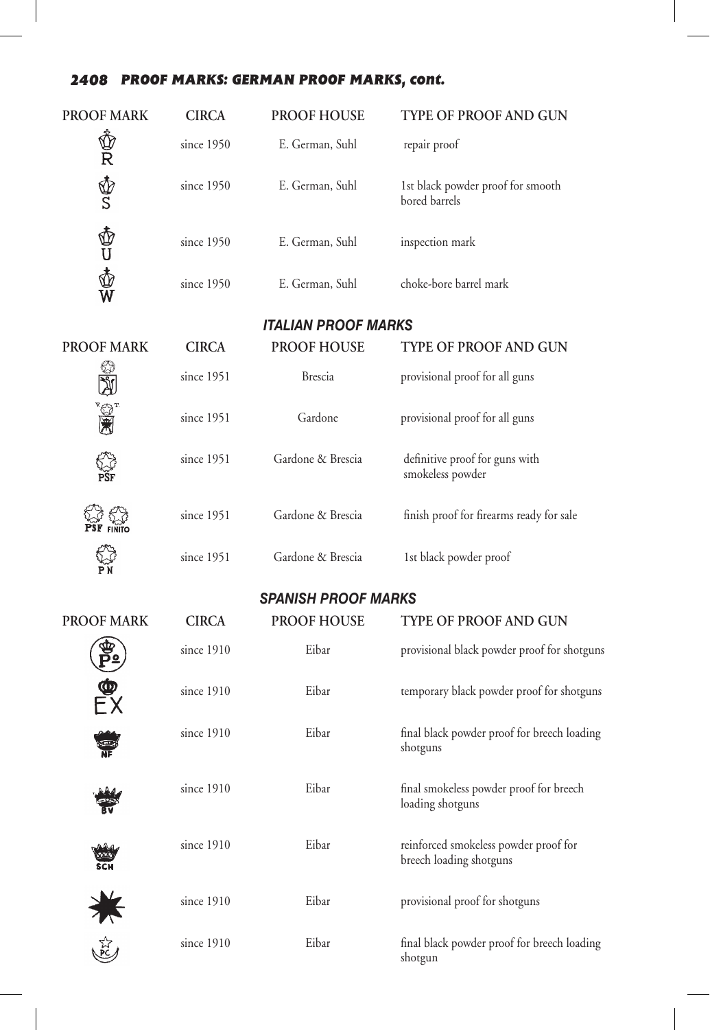## PROOF MARKS: GERMAN PROOF MARKS, cont.

| PROOF MARK | CIRCA | PROOF HOUSE | TYPE OF PROOF AND GUN |
|---|---|---|---|
| R | since 1950 | E. German, Suhl | repair proof |
| S | since 1950 | E. German, Suhl | 1st black powder proof for smooth bored barrels |
| U | since 1950 | E. German, Suhl | inspection mark |
| W | since 1950 | E. German, Suhl | choke-bore barrel mark |

### *ITALIAN PROOF MARKS*

| PROOF MARK | CIRCA | PROOF HOUSE | TYPE OF PROOF AND GUN |
|---|---|---|---|
| | since 1951 | Brescia | provisional proof for all guns |
| V. T. | since 1951 | Gardone | provisional proof for all guns |
| PSF | since 1951 | Gardone & Brescia | definitive proof for guns with smokeless powder |
| PSF FINITO | since 1951 | Gardone & Brescia | finish proof for firearms ready for sale |
| PN | since 1951 | Gardone & Brescia | 1st black powder proof |

### *SPANISH PROOF MARKS*

| PROOF MARK | CIRCA | PROOF HOUSE | TYPE OF PROOF AND GUN |
|---|---|---|---|
| Pº | since 1910 | Eibar | provisional black powder proof for shotguns |
| EX | since 1910 | Eibar | temporary black powder proof for shotguns |
| NF | since 1910 | Eibar | final black powder proof for breech loading shotguns |
| BV | since 1910 | Eibar | final smokeless powder proof for breech loading shotguns |
| SCH | since 1910 | Eibar | reinforced smokeless powder proof for breech loading shotguns |
| | since 1910 | Eibar | provisional proof for shotguns |
| PC | since 1910 | Eibar | final black powder proof for breech loading shotgun |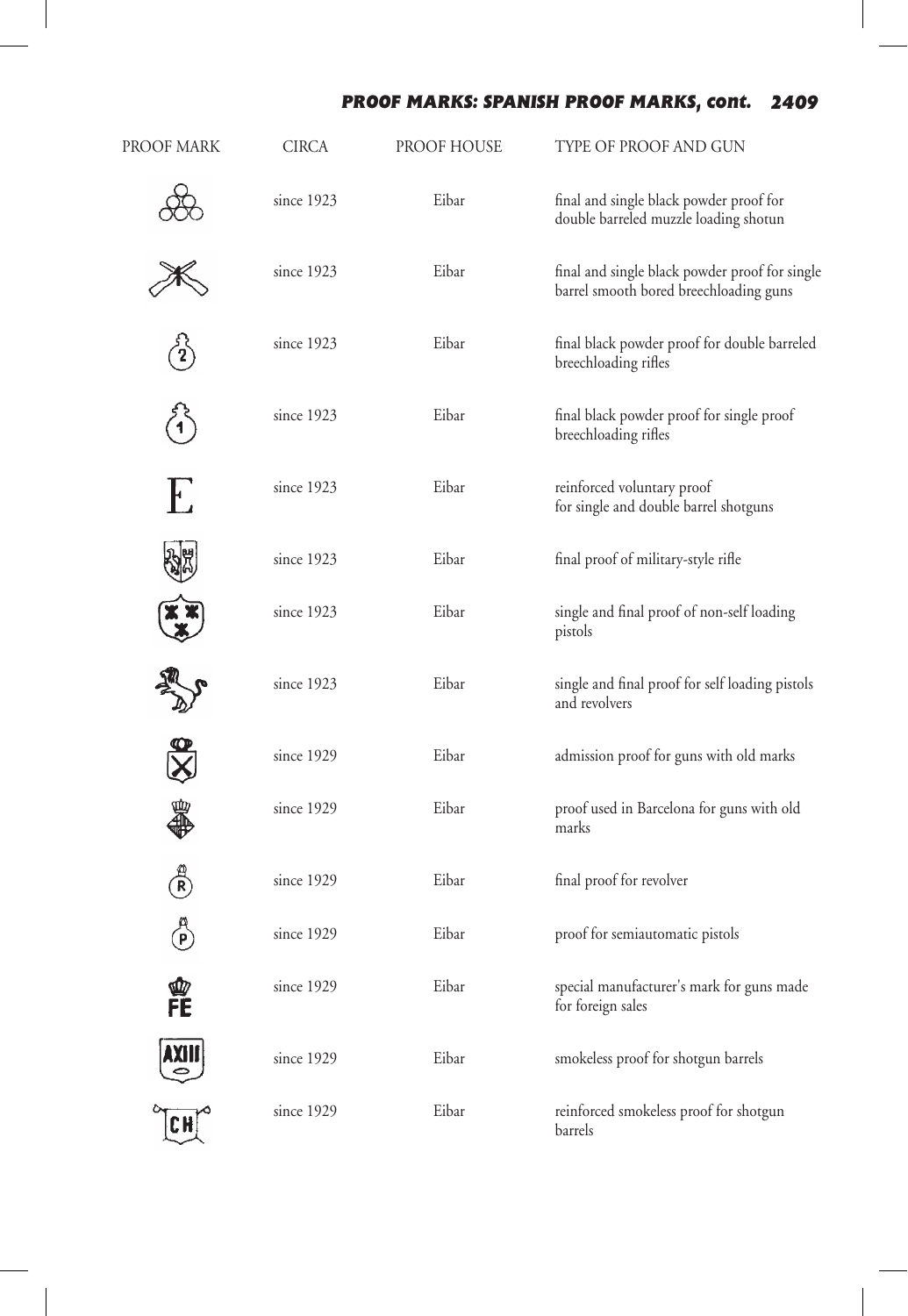| PROOF MARK | CIRCA | PROOF HOUSE | TYPE OF PROOF AND GUN |
|---|---|---|---|
| | since 1923 | Eibar | final and single black powder proof for double barreled muzzle loading shotun |
| | since 1923 | Eibar | final and single black powder proof for single barrel smooth bored breechloading guns |
| | since 1923 | Eibar | final black powder proof for double barreled breechloading rifles |
| | since 1923 | Eibar | final black powder proof for single proof breechloading rifles |
| E | since 1923 | Eibar | reinforced voluntary proof for single and double barrel shotguns |
| | since 1923 | Eibar | final proof of military-style rifle |
| | since 1923 | Eibar | single and final proof of non-self loading pistols |
| | since 1923 | Eibar | single and final proof for self loading pistols and revolvers |
| | since 1929 | Eibar | admission proof for guns with old marks |
| | since 1929 | Eibar | proof used in Barcelona for guns with old marks |
| | since 1929 | Eibar | final proof for revolver |
| | since 1929 | Eibar | proof for semiautomatic pistols |
| FE | since 1929 | Eibar | special manufacturer's mark for guns made for foreign sales |
| AXIII | since 1929 | Eibar | smokeless proof for shotgun barrels |
| CH | since 1929 | Eibar | reinforced smokeless proof for shotgun barrels |